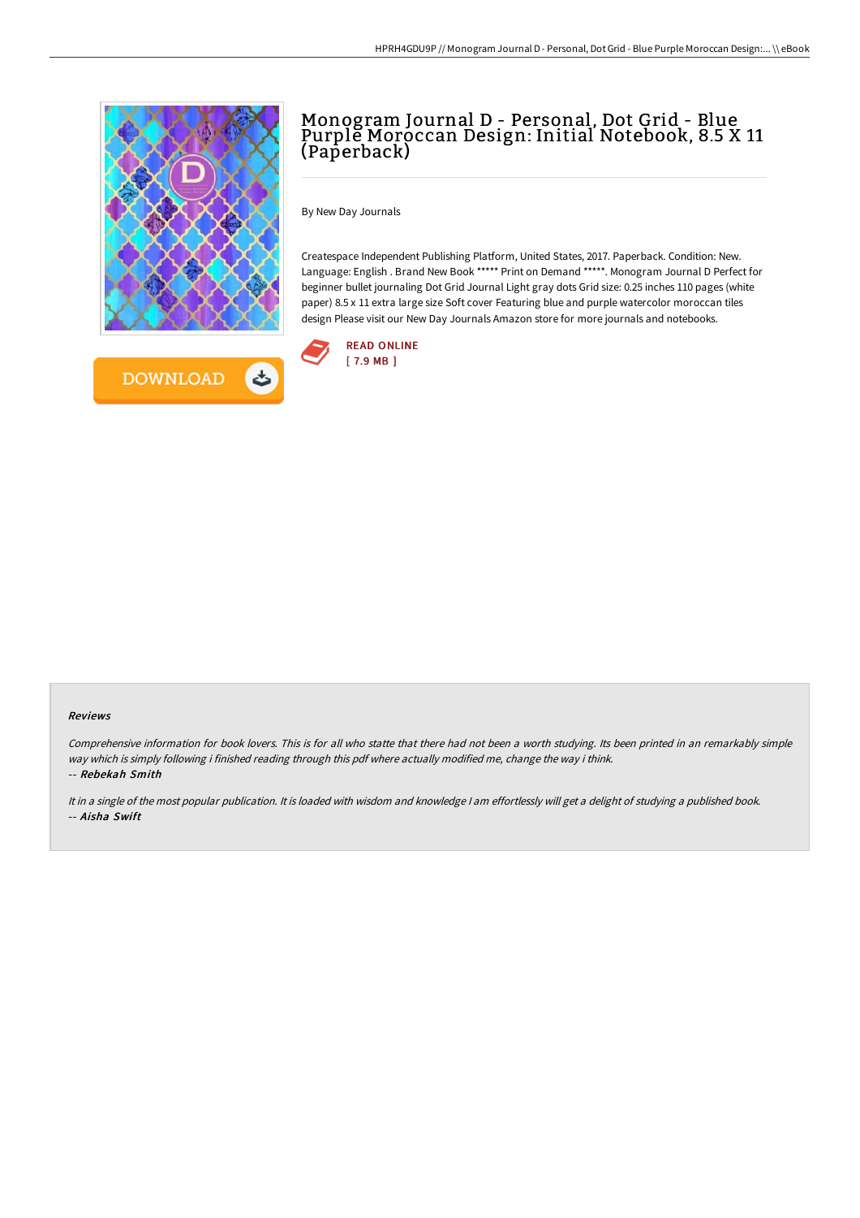# Monogram Journal D - Personal, Dot Grid - Blue Purple Moroccan Design: Initial Notebook, 8.5 X 11 (Paperback)

By New Day Journals

Createspace Independent Publishing Platform, United States, 2017. Paperback. Condition: New. Language: English . Brand New Book ***** Print on Demand *****. Monogram Journal D Perfect for beginner bullet journaling Dot Grid Journal Light gray dots Grid size: 0.25 inches 110 pages (white paper) 8.5 x 11 extra large size Soft cover Featuring blue and purple watercolor moroccan tiles design Please visit our New Day Journals Amazon store for more journals and notebooks.

READ ONLINE
[ 7.9 MB ]

DOWNLOAD

#### Reviews

*Comprehensive information for book lovers. This is for all who statte that there had not been a worth studying. Its been printed in an remarkably simple way which is simply following i finished reading through this pdf where actually modified me, change the way i think.*
*-- Rebekah Smith*

*It in a single of the most popular publication. It is loaded with wisdom and knowledge I am effortlessly will get a delight of studying a published book.*
*-- Aisha Swift*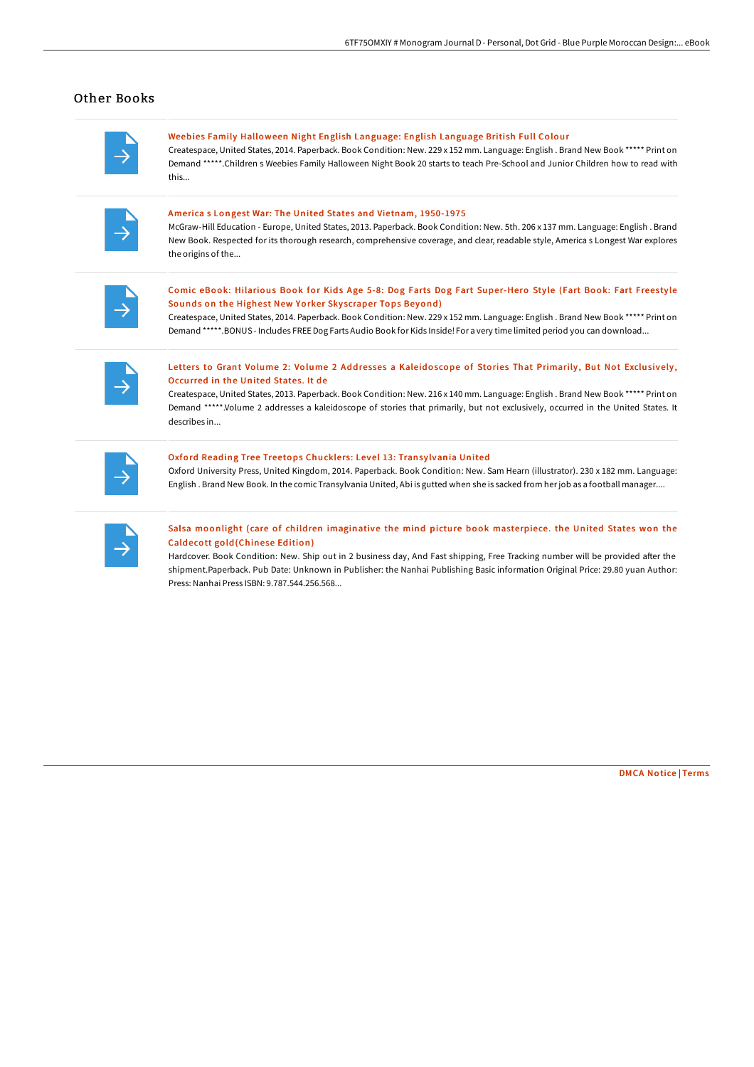## Other Books

### Weebies Family Halloween Night English Language: English Language British Full Colour

Createspace, United States, 2014. Paperback. Book Condition: New. 229 x 152 mm. Language: English . Brand New Book ***** Print on Demand *****.Children s Weebies Family Halloween Night Book 20 starts to teach Pre-School and Junior Children how to read with this...

### America s Longest War: The United States and Vietnam, 1950-1975

McGraw-Hill Education - Europe, United States, 2013. Paperback. Book Condition: New. 5th. 206 x 137 mm. Language: English . Brand New Book. Respected for its thorough research, comprehensive coverage, and clear, readable style, America s Longest War explores the origins of the...

### Comic eBook: Hilarious Book for Kids Age 5-8: Dog Farts Dog Fart Super-Hero Style (Fart Book: Fart Freestyle Sounds on the Highest New Yorker Skyscraper Tops Beyond)

Createspace, United States, 2014. Paperback. Book Condition: New. 229 x 152 mm. Language: English . Brand New Book ***** Print on Demand *****.BONUS - Includes FREE Dog Farts Audio Book for Kids Inside! For a very time limited period you can download...

### Letters to Grant Volume 2: Volume 2 Addresses a Kaleidoscope of Stories That Primarily, But Not Exclusively, Occurred in the United States. It de

Createspace, United States, 2013. Paperback. Book Condition: New. 216 x 140 mm. Language: English . Brand New Book ***** Print on Demand *****.Volume 2 addresses a kaleidoscope of stories that primarily, but not exclusively, occurred in the United States. It describes in...

### Oxford Reading Tree Treetops Chucklers: Level 13: Transylvania United

Oxford University Press, United Kingdom, 2014. Paperback. Book Condition: New. Sam Hearn (illustrator). 230 x 182 mm. Language: English . Brand New Book. In the comic Transylvania United, Abi is gutted when she is sacked from her job as a football manager....

### Salsa moonlight (care of children imaginative the mind picture book masterpiece. the United States won the Caldecott gold(Chinese Edition)

Hardcover. Book Condition: New. Ship out in 2 business day, And Fast shipping, Free Tracking number will be provided after the shipment.Paperback. Pub Date: Unknown in Publisher: the Nanhai Publishing Basic information Original Price: 29.80 yuan Author: Press: Nanhai Press ISBN: 9.787.544.256.568...

DMCA Notice | Terms